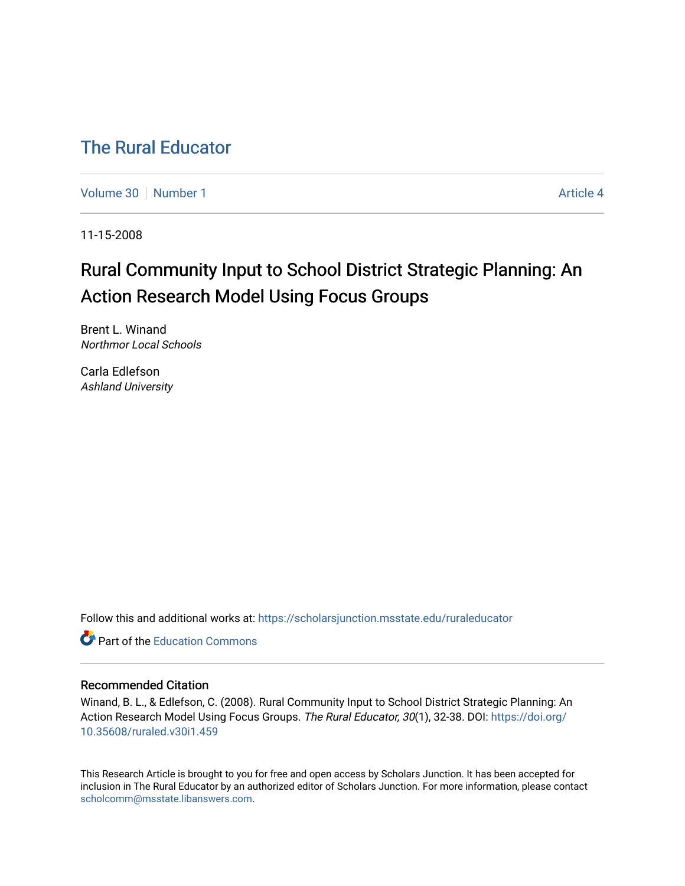# The Rural Educator

Volume 30 | Number 1 | Article 4

11-15-2008

## Rural Community Input to School District Strategic Planning: An Action Research Model Using Focus Groups

Brent L. Winand
*Northmor Local Schools*

Carla Edlefson
*Ashland University*

Follow this and additional works at: https://scholarsjunction.msstate.edu/ruraleducator

Part of the Education Commons

### Recommended Citation

Winand, B. L., & Edlefson, C. (2008). Rural Community Input to School District Strategic Planning: An Action Research Model Using Focus Groups. *The Rural Educator, 30*(1), 32-38. DOI: https://doi.org/10.35608/ruraled.v30i1.459

This Research Article is brought to you for free and open access by Scholars Junction. It has been accepted for inclusion in The Rural Educator by an authorized editor of Scholars Junction. For more information, please contact scholcomm@msstate.libanswers.com.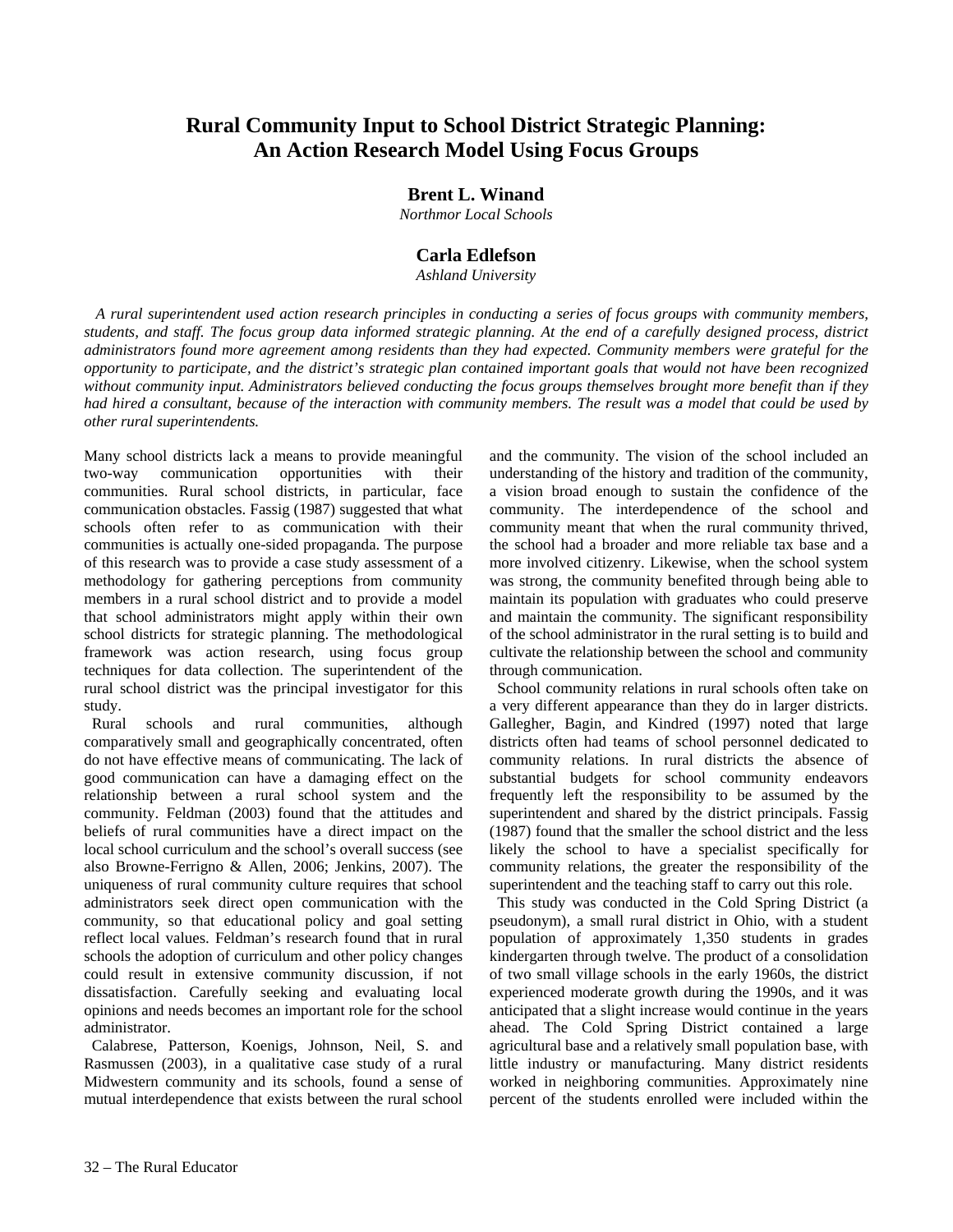# Rural Community Input to School District Strategic Planning: An Action Research Model Using Focus Groups

**Brent L. Winand**
*Northmor Local Schools*

**Carla Edlefson**
*Ashland University*

*A rural superintendent used action research principles in conducting a series of focus groups with community members, students, and staff. The focus group data informed strategic planning. At the end of a carefully designed process, district administrators found more agreement among residents than they had expected. Community members were grateful for the opportunity to participate, and the district's strategic plan contained important goals that would not have been recognized without community input. Administrators believed conducting the focus groups themselves brought more benefit than if they had hired a consultant, because of the interaction with community members. The result was a model that could be used by other rural superintendents.*

Many school districts lack a means to provide meaningful two-way communication opportunities with their communities. Rural school districts, in particular, face communication obstacles. Fassig (1987) suggested that what schools often refer to as communication with their communities is actually one-sided propaganda. The purpose of this research was to provide a case study assessment of a methodology for gathering perceptions from community members in a rural school district and to provide a model that school administrators might apply within their own school districts for strategic planning. The methodological framework was action research, using focus group techniques for data collection. The superintendent of the rural school district was the principal investigator for this study.

Rural schools and rural communities, although comparatively small and geographically concentrated, often do not have effective means of communicating. The lack of good communication can have a damaging effect on the relationship between a rural school system and the community. Feldman (2003) found that the attitudes and beliefs of rural communities have a direct impact on the local school curriculum and the school's overall success (see also Browne-Ferrigno & Allen, 2006; Jenkins, 2007). The uniqueness of rural community culture requires that school administrators seek direct open communication with the community, so that educational policy and goal setting reflect local values. Feldman's research found that in rural schools the adoption of curriculum and other policy changes could result in extensive community discussion, if not dissatisfaction. Carefully seeking and evaluating local opinions and needs becomes an important role for the school administrator.

Calabrese, Patterson, Koenigs, Johnson, Neil, S. and Rasmussen (2003), in a qualitative case study of a rural Midwestern community and its schools, found a sense of mutual interdependence that exists between the rural school and the community. The vision of the school included an understanding of the history and tradition of the community, a vision broad enough to sustain the confidence of the community. The interdependence of the school and community meant that when the rural community thrived, the school had a broader and more reliable tax base and a more involved citizenry. Likewise, when the school system was strong, the community benefited through being able to maintain its population with graduates who could preserve and maintain the community. The significant responsibility of the school administrator in the rural setting is to build and cultivate the relationship between the school and community through communication.

School community relations in rural schools often take on a very different appearance than they do in larger districts. Gallegher, Bagin, and Kindred (1997) noted that large districts often had teams of school personnel dedicated to community relations. In rural districts the absence of substantial budgets for school community endeavors frequently left the responsibility to be assumed by the superintendent and shared by the district principals. Fassig (1987) found that the smaller the school district and the less likely the school to have a specialist specifically for community relations, the greater the responsibility of the superintendent and the teaching staff to carry out this role.

This study was conducted in the Cold Spring District (a pseudonym), a small rural district in Ohio, with a student population of approximately 1,350 students in grades kindergarten through twelve. The product of a consolidation of two small village schools in the early 1960s, the district experienced moderate growth during the 1990s, and it was anticipated that a slight increase would continue in the years ahead. The Cold Spring District contained a large agricultural base and a relatively small population base, with little industry or manufacturing. Many district residents worked in neighboring communities. Approximately nine percent of the students enrolled were included within the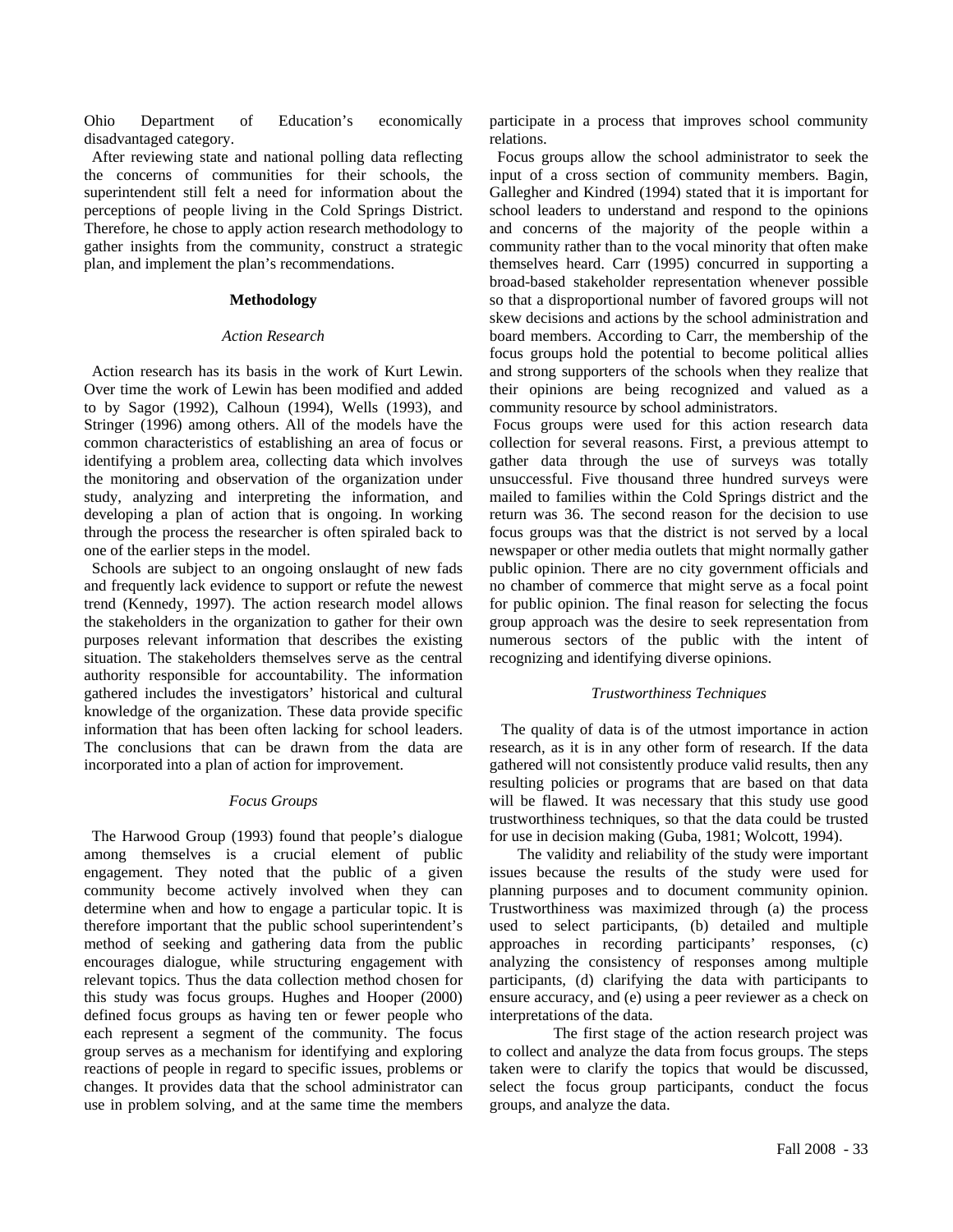Ohio Department of Education's economically disadvantaged category.

After reviewing state and national polling data reflecting the concerns of communities for their schools, the superintendent still felt a need for information about the perceptions of people living in the Cold Springs District. Therefore, he chose to apply action research methodology to gather insights from the community, construct a strategic plan, and implement the plan's recommendations.

## Methodology

### *Action Research*

Action research has its basis in the work of Kurt Lewin. Over time the work of Lewin has been modified and added to by Sagor (1992), Calhoun (1994), Wells (1993), and Stringer (1996) among others. All of the models have the common characteristics of establishing an area of focus or identifying a problem area, collecting data which involves the monitoring and observation of the organization under study, analyzing and interpreting the information, and developing a plan of action that is ongoing. In working through the process the researcher is often spiraled back to one of the earlier steps in the model.

Schools are subject to an ongoing onslaught of new fads and frequently lack evidence to support or refute the newest trend (Kennedy, 1997). The action research model allows the stakeholders in the organization to gather for their own purposes relevant information that describes the existing situation. The stakeholders themselves serve as the central authority responsible for accountability. The information gathered includes the investigators' historical and cultural knowledge of the organization. These data provide specific information that has been often lacking for school leaders. The conclusions that can be drawn from the data are incorporated into a plan of action for improvement.

### *Focus Groups*

The Harwood Group (1993) found that people's dialogue among themselves is a crucial element of public engagement. They noted that the public of a given community become actively involved when they can determine when and how to engage a particular topic. It is therefore important that the public school superintendent's method of seeking and gathering data from the public encourages dialogue, while structuring engagement with relevant topics. Thus the data collection method chosen for this study was focus groups. Hughes and Hooper (2000) defined focus groups as having ten or fewer people who each represent a segment of the community. The focus group serves as a mechanism for identifying and exploring reactions of people in regard to specific issues, problems or changes. It provides data that the school administrator can use in problem solving, and at the same time the members participate in a process that improves school community relations.

Focus groups allow the school administrator to seek the input of a cross section of community members. Bagin, Gallegher and Kindred (1994) stated that it is important for school leaders to understand and respond to the opinions and concerns of the majority of the people within a community rather than to the vocal minority that often make themselves heard. Carr (1995) concurred in supporting a broad-based stakeholder representation whenever possible so that a disproportional number of favored groups will not skew decisions and actions by the school administration and board members. According to Carr, the membership of the focus groups hold the potential to become political allies and strong supporters of the schools when they realize that their opinions are being recognized and valued as a community resource by school administrators.

Focus groups were used for this action research data collection for several reasons. First, a previous attempt to gather data through the use of surveys was totally unsuccessful. Five thousand three hundred surveys were mailed to families within the Cold Springs district and the return was 36. The second reason for the decision to use focus groups was that the district is not served by a local newspaper or other media outlets that might normally gather public opinion. There are no city government officials and no chamber of commerce that might serve as a focal point for public opinion. The final reason for selecting the focus group approach was the desire to seek representation from numerous sectors of the public with the intent of recognizing and identifying diverse opinions.

### *Trustworthiness Techniques*

The quality of data is of the utmost importance in action research, as it is in any other form of research. If the data gathered will not consistently produce valid results, then any resulting policies or programs that are based on that data will be flawed. It was necessary that this study use good trustworthiness techniques, so that the data could be trusted for use in decision making (Guba, 1981; Wolcott, 1994).

The validity and reliability of the study were important issues because the results of the study were used for planning purposes and to document community opinion. Trustworthiness was maximized through (a) the process used to select participants, (b) detailed and multiple approaches in recording participants' responses, (c) analyzing the consistency of responses among multiple participants, (d) clarifying the data with participants to ensure accuracy, and (e) using a peer reviewer as a check on interpretations of the data.

The first stage of the action research project was to collect and analyze the data from focus groups. The steps taken were to clarify the topics that would be discussed, select the focus group participants, conduct the focus groups, and analyze the data.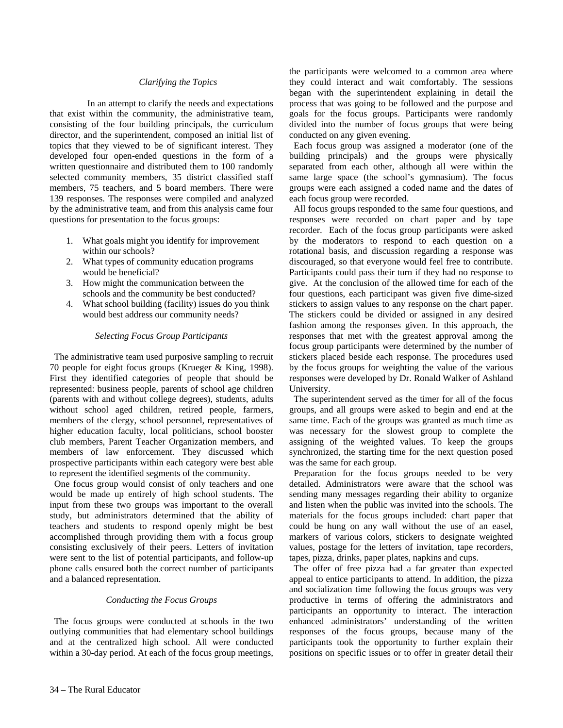### *Clarifying the Topics*

In an attempt to clarify the needs and expectations that exist within the community, the administrative team, consisting of the four building principals, the curriculum director, and the superintendent, composed an initial list of topics that they viewed to be of significant interest. They developed four open-ended questions in the form of a written questionnaire and distributed them to 100 randomly selected community members, 35 district classified staff members, 75 teachers, and 5 board members. There were 139 responses. The responses were compiled and analyzed by the administrative team, and from this analysis came four questions for presentation to the focus groups:

1. What goals might you identify for improvement within our schools?
2. What types of community education programs would be beneficial?
3. How might the communication between the schools and the community be best conducted?
4. What school building (facility) issues do you think would best address our community needs?

### *Selecting Focus Group Participants*

The administrative team used purposive sampling to recruit 70 people for eight focus groups (Krueger & King, 1998). First they identified categories of people that should be represented: business people, parents of school age children (parents with and without college degrees), students, adults without school aged children, retired people, farmers, members of the clergy, school personnel, representatives of higher education faculty, local politicians, school booster club members, Parent Teacher Organization members, and members of law enforcement. They discussed which prospective participants within each category were best able to represent the identified segments of the community.

One focus group would consist of only teachers and one would be made up entirely of high school students. The input from these two groups was important to the overall study, but administrators determined that the ability of teachers and students to respond openly might be best accomplished through providing them with a focus group consisting exclusively of their peers. Letters of invitation were sent to the list of potential participants, and follow-up phone calls ensured both the correct number of participants and a balanced representation.

### *Conducting the Focus Groups*

The focus groups were conducted at schools in the two outlying communities that had elementary school buildings and at the centralized high school. All were conducted within a 30-day period. At each of the focus group meetings, the participants were welcomed to a common area where they could interact and wait comfortably. The sessions began with the superintendent explaining in detail the process that was going to be followed and the purpose and goals for the focus groups. Participants were randomly divided into the number of focus groups that were being conducted on any given evening.

Each focus group was assigned a moderator (one of the building principals) and the groups were physically separated from each other, although all were within the same large space (the school's gymnasium). The focus groups were each assigned a coded name and the dates of each focus group were recorded.

All focus groups responded to the same four questions, and responses were recorded on chart paper and by tape recorder. Each of the focus group participants were asked by the moderators to respond to each question on a rotational basis, and discussion regarding a response was discouraged, so that everyone would feel free to contribute. Participants could pass their turn if they had no response to give. At the conclusion of the allowed time for each of the four questions, each participant was given five dime-sized stickers to assign values to any response on the chart paper. The stickers could be divided or assigned in any desired fashion among the responses given. In this approach, the responses that met with the greatest approval among the focus group participants were determined by the number of stickers placed beside each response. The procedures used by the focus groups for weighting the value of the various responses were developed by Dr. Ronald Walker of Ashland University.

The superintendent served as the timer for all of the focus groups, and all groups were asked to begin and end at the same time. Each of the groups was granted as much time as was necessary for the slowest group to complete the assigning of the weighted values. To keep the groups synchronized, the starting time for the next question posed was the same for each group.

Preparation for the focus groups needed to be very detailed. Administrators were aware that the school was sending many messages regarding their ability to organize and listen when the public was invited into the schools. The materials for the focus groups included: chart paper that could be hung on any wall without the use of an easel, markers of various colors, stickers to designate weighted values, postage for the letters of invitation, tape recorders, tapes, pizza, drinks, paper plates, napkins and cups.

The offer of free pizza had a far greater than expected appeal to entice participants to attend. In addition, the pizza and socialization time following the focus groups was very productive in terms of offering the administrators and participants an opportunity to interact. The interaction enhanced administrators' understanding of the written responses of the focus groups, because many of the participants took the opportunity to further explain their positions on specific issues or to offer in greater detail their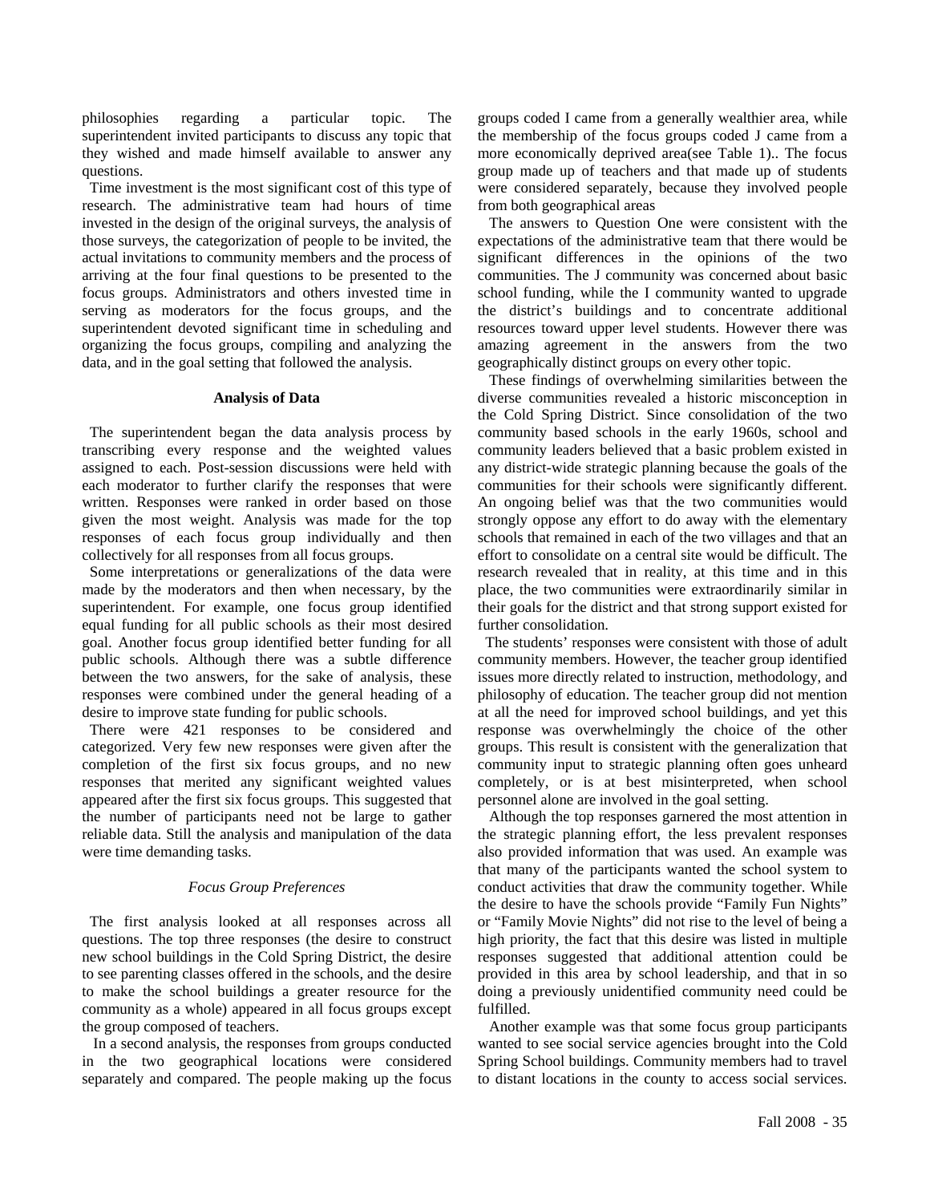philosophies regarding a particular topic. The superintendent invited participants to discuss any topic that they wished and made himself available to answer any questions.

Time investment is the most significant cost of this type of research. The administrative team had hours of time invested in the design of the original surveys, the analysis of those surveys, the categorization of people to be invited, the actual invitations to community members and the process of arriving at the four final questions to be presented to the focus groups. Administrators and others invested time in serving as moderators for the focus groups, and the superintendent devoted significant time in scheduling and organizing the focus groups, compiling and analyzing the data, and in the goal setting that followed the analysis.

### Analysis of Data

The superintendent began the data analysis process by transcribing every response and the weighted values assigned to each. Post-session discussions were held with each moderator to further clarify the responses that were written. Responses were ranked in order based on those given the most weight. Analysis was made for the top responses of each focus group individually and then collectively for all responses from all focus groups.

Some interpretations or generalizations of the data were made by the moderators and then when necessary, by the superintendent. For example, one focus group identified equal funding for all public schools as their most desired goal. Another focus group identified better funding for all public schools. Although there was a subtle difference between the two answers, for the sake of analysis, these responses were combined under the general heading of a desire to improve state funding for public schools.

There were 421 responses to be considered and categorized. Very few new responses were given after the completion of the first six focus groups, and no new responses that merited any significant weighted values appeared after the first six focus groups. This suggested that the number of participants need not be large to gather reliable data. Still the analysis and manipulation of the data were time demanding tasks.

#### *Focus Group Preferences*

The first analysis looked at all responses across all questions. The top three responses (the desire to construct new school buildings in the Cold Spring District, the desire to see parenting classes offered in the schools, and the desire to make the school buildings a greater resource for the community as a whole) appeared in all focus groups except the group composed of teachers.

In a second analysis, the responses from groups conducted in the two geographical locations were considered separately and compared. The people making up the focus groups coded I came from a generally wealthier area, while the membership of the focus groups coded J came from a more economically deprived area(see Table 1).. The focus group made up of teachers and that made up of students were considered separately, because they involved people from both geographical areas

The answers to Question One were consistent with the expectations of the administrative team that there would be significant differences in the opinions of the two communities. The J community was concerned about basic school funding, while the I community wanted to upgrade the district's buildings and to concentrate additional resources toward upper level students. However there was amazing agreement in the answers from the two geographically distinct groups on every other topic.

These findings of overwhelming similarities between the diverse communities revealed a historic misconception in the Cold Spring District. Since consolidation of the two community based schools in the early 1960s, school and community leaders believed that a basic problem existed in any district-wide strategic planning because the goals of the communities for their schools were significantly different. An ongoing belief was that the two communities would strongly oppose any effort to do away with the elementary schools that remained in each of the two villages and that an effort to consolidate on a central site would be difficult. The research revealed that in reality, at this time and in this place, the two communities were extraordinarily similar in their goals for the district and that strong support existed for further consolidation.

The students' responses were consistent with those of adult community members. However, the teacher group identified issues more directly related to instruction, methodology, and philosophy of education. The teacher group did not mention at all the need for improved school buildings, and yet this response was overwhelmingly the choice of the other groups. This result is consistent with the generalization that community input to strategic planning often goes unheard completely, or is at best misinterpreted, when school personnel alone are involved in the goal setting.

Although the top responses garnered the most attention in the strategic planning effort, the less prevalent responses also provided information that was used. An example was that many of the participants wanted the school system to conduct activities that draw the community together. While the desire to have the schools provide "Family Fun Nights" or "Family Movie Nights" did not rise to the level of being a high priority, the fact that this desire was listed in multiple responses suggested that additional attention could be provided in this area by school leadership, and that in so doing a previously unidentified community need could be fulfilled.

Another example was that some focus group participants wanted to see social service agencies brought into the Cold Spring School buildings. Community members had to travel to distant locations in the county to access social services.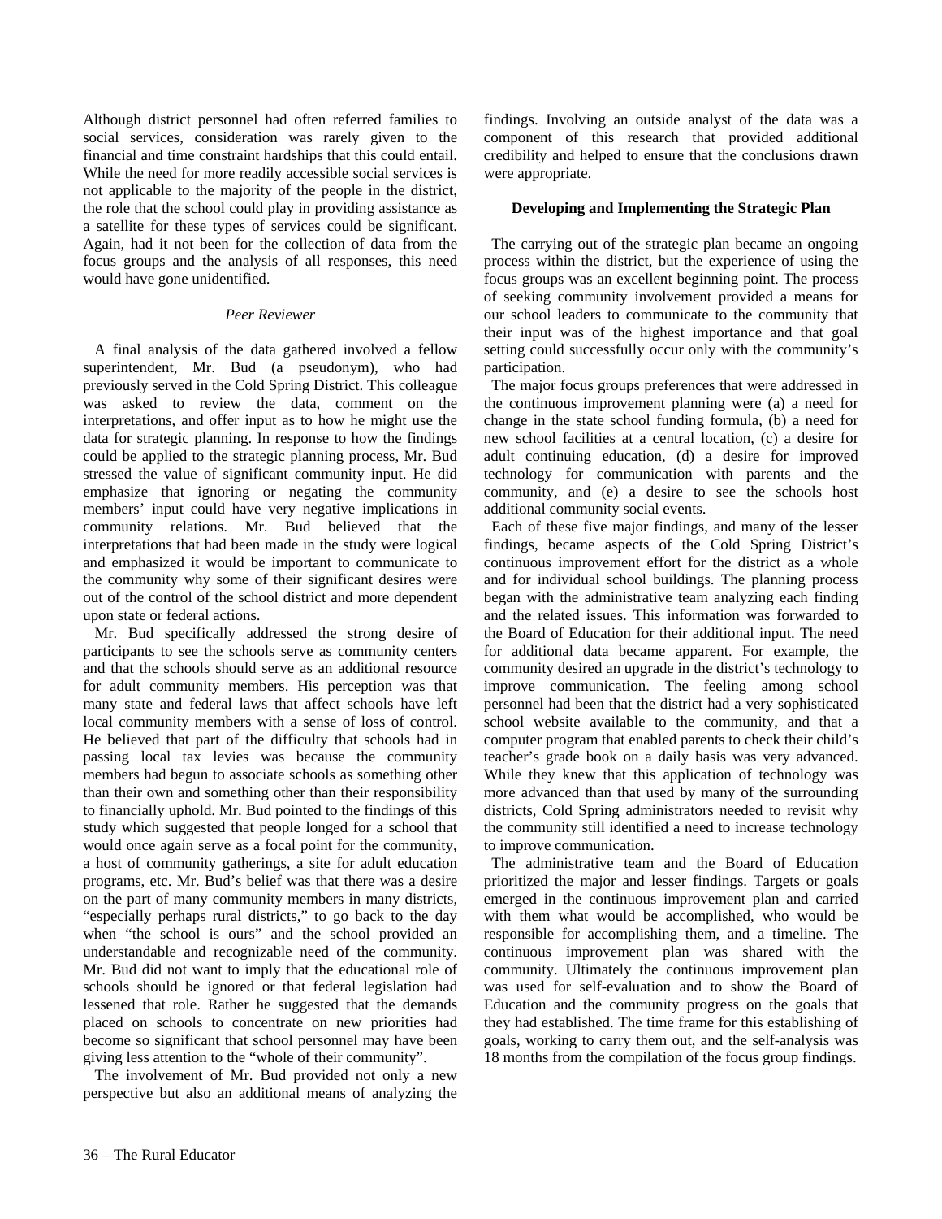Although district personnel had often referred families to social services, consideration was rarely given to the financial and time constraint hardships that this could entail. While the need for more readily accessible social services is not applicable to the majority of the people in the district, the role that the school could play in providing assistance as a satellite for these types of services could be significant. Again, had it not been for the collection of data from the focus groups and the analysis of all responses, this need would have gone unidentified.

*Peer Reviewer*

A final analysis of the data gathered involved a fellow superintendent, Mr. Bud (a pseudonym), who had previously served in the Cold Spring District. This colleague was asked to review the data, comment on the interpretations, and offer input as to how he might use the data for strategic planning. In response to how the findings could be applied to the strategic planning process, Mr. Bud stressed the value of significant community input. He did emphasize that ignoring or negating the community members' input could have very negative implications in community relations. Mr. Bud believed that the interpretations that had been made in the study were logical and emphasized it would be important to communicate to the community why some of their significant desires were out of the control of the school district and more dependent upon state or federal actions.

Mr. Bud specifically addressed the strong desire of participants to see the schools serve as community centers and that the schools should serve as an additional resource for adult community members. His perception was that many state and federal laws that affect schools have left local community members with a sense of loss of control. He believed that part of the difficulty that schools had in passing local tax levies was because the community members had begun to associate schools as something other than their own and something other than their responsibility to financially uphold. Mr. Bud pointed to the findings of this study which suggested that people longed for a school that would once again serve as a focal point for the community, a host of community gatherings, a site for adult education programs, etc. Mr. Bud's belief was that there was a desire on the part of many community members in many districts, "especially perhaps rural districts," to go back to the day when "the school is ours" and the school provided an understandable and recognizable need of the community. Mr. Bud did not want to imply that the educational role of schools should be ignored or that federal legislation had lessened that role. Rather he suggested that the demands placed on schools to concentrate on new priorities had become so significant that school personnel may have been giving less attention to the "whole of their community".

The involvement of Mr. Bud provided not only a new perspective but also an additional means of analyzing the findings. Involving an outside analyst of the data was a component of this research that provided additional credibility and helped to ensure that the conclusions drawn were appropriate.

**Developing and Implementing the Strategic Plan**

The carrying out of the strategic plan became an ongoing process within the district, but the experience of using the focus groups was an excellent beginning point. The process of seeking community involvement provided a means for our school leaders to communicate to the community that their input was of the highest importance and that goal setting could successfully occur only with the community's participation.

The major focus groups preferences that were addressed in the continuous improvement planning were (a) a need for change in the state school funding formula, (b) a need for new school facilities at a central location, (c) a desire for adult continuing education, (d) a desire for improved technology for communication with parents and the community, and (e) a desire to see the schools host additional community social events.

Each of these five major findings, and many of the lesser findings, became aspects of the Cold Spring District's continuous improvement effort for the district as a whole and for individual school buildings. The planning process began with the administrative team analyzing each finding and the related issues. This information was forwarded to the Board of Education for their additional input. The need for additional data became apparent. For example, the community desired an upgrade in the district's technology to improve communication. The feeling among school personnel had been that the district had a very sophisticated school website available to the community, and that a computer program that enabled parents to check their child's teacher's grade book on a daily basis was very advanced. While they knew that this application of technology was more advanced than that used by many of the surrounding districts, Cold Spring administrators needed to revisit why the community still identified a need to increase technology to improve communication.

The administrative team and the Board of Education prioritized the major and lesser findings. Targets or goals emerged in the continuous improvement plan and carried with them what would be accomplished, who would be responsible for accomplishing them, and a timeline. The continuous improvement plan was shared with the community. Ultimately the continuous improvement plan was used for self-evaluation and to show the Board of Education and the community progress on the goals that they had established. The time frame for this establishing of goals, working to carry them out, and the self-analysis was 18 months from the compilation of the focus group findings.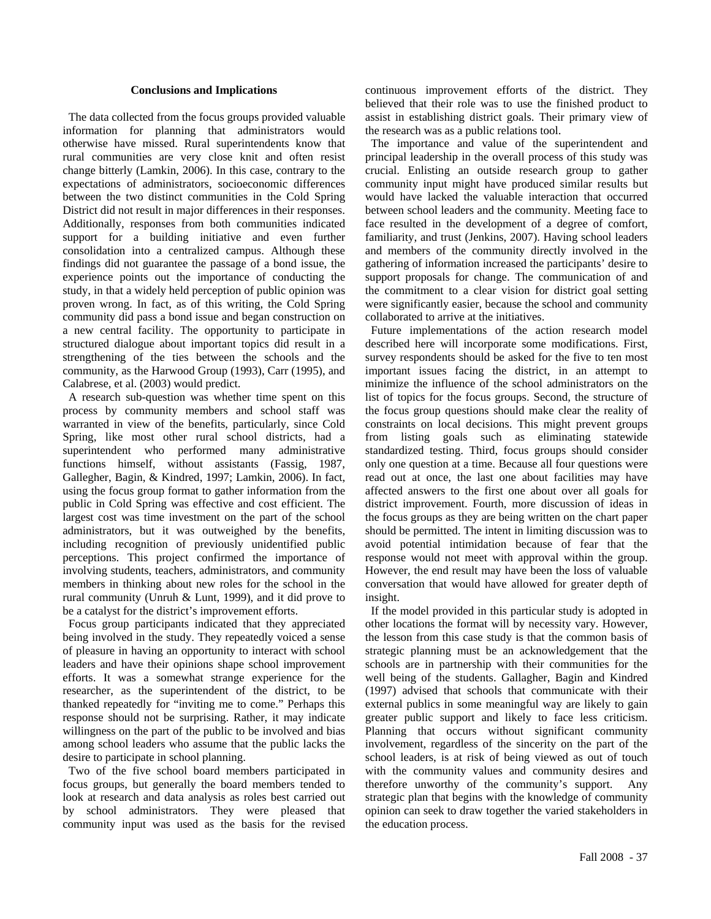## Conclusions and Implications

The data collected from the focus groups provided valuable information for planning that administrators would otherwise have missed. Rural superintendents know that rural communities are very close knit and often resist change bitterly (Lamkin, 2006). In this case, contrary to the expectations of administrators, socioeconomic differences between the two distinct communities in the Cold Spring District did not result in major differences in their responses. Additionally, responses from both communities indicated support for a building initiative and even further consolidation into a centralized campus. Although these findings did not guarantee the passage of a bond issue, the experience points out the importance of conducting the study, in that a widely held perception of public opinion was proven wrong. In fact, as of this writing, the Cold Spring community did pass a bond issue and began construction on a new central facility. The opportunity to participate in structured dialogue about important topics did result in a strengthening of the ties between the schools and the community, as the Harwood Group (1993), Carr (1995), and Calabrese, et al. (2003) would predict.

A research sub-question was whether time spent on this process by community members and school staff was warranted in view of the benefits, particularly, since Cold Spring, like most other rural school districts, had a superintendent who performed many administrative functions himself, without assistants (Fassig, 1987, Gallegher, Bagin, & Kindred, 1997; Lamkin, 2006). In fact, using the focus group format to gather information from the public in Cold Spring was effective and cost efficient. The largest cost was time investment on the part of the school administrators, but it was outweighed by the benefits, including recognition of previously unidentified public perceptions. This project confirmed the importance of involving students, teachers, administrators, and community members in thinking about new roles for the school in the rural community (Unruh & Lunt, 1999), and it did prove to be a catalyst for the district's improvement efforts.

Focus group participants indicated that they appreciated being involved in the study. They repeatedly voiced a sense of pleasure in having an opportunity to interact with school leaders and have their opinions shape school improvement efforts. It was a somewhat strange experience for the researcher, as the superintendent of the district, to be thanked repeatedly for "inviting me to come." Perhaps this response should not be surprising. Rather, it may indicate willingness on the part of the public to be involved and bias among school leaders who assume that the public lacks the desire to participate in school planning.

Two of the five school board members participated in focus groups, but generally the board members tended to look at research and data analysis as roles best carried out by school administrators. They were pleased that community input was used as the basis for the revised continuous improvement efforts of the district. They believed that their role was to use the finished product to assist in establishing district goals. Their primary view of the research was as a public relations tool.

The importance and value of the superintendent and principal leadership in the overall process of this study was crucial. Enlisting an outside research group to gather community input might have produced similar results but would have lacked the valuable interaction that occurred between school leaders and the community. Meeting face to face resulted in the development of a degree of comfort, familiarity, and trust (Jenkins, 2007). Having school leaders and members of the community directly involved in the gathering of information increased the participants' desire to support proposals for change. The communication of and the commitment to a clear vision for district goal setting were significantly easier, because the school and community collaborated to arrive at the initiatives.

Future implementations of the action research model described here will incorporate some modifications. First, survey respondents should be asked for the five to ten most important issues facing the district, in an attempt to minimize the influence of the school administrators on the list of topics for the focus groups. Second, the structure of the focus group questions should make clear the reality of constraints on local decisions. This might prevent groups from listing goals such as eliminating statewide standardized testing. Third, focus groups should consider only one question at a time. Because all four questions were read out at once, the last one about facilities may have affected answers to the first one about over all goals for district improvement. Fourth, more discussion of ideas in the focus groups as they are being written on the chart paper should be permitted. The intent in limiting discussion was to avoid potential intimidation because of fear that the response would not meet with approval within the group. However, the end result may have been the loss of valuable conversation that would have allowed for greater depth of insight.

If the model provided in this particular study is adopted in other locations the format will by necessity vary. However, the lesson from this case study is that the common basis of strategic planning must be an acknowledgement that the schools are in partnership with their communities for the well being of the students. Gallagher, Bagin and Kindred (1997) advised that schools that communicate with their external publics in some meaningful way are likely to gain greater public support and likely to face less criticism. Planning that occurs without significant community involvement, regardless of the sincerity on the part of the school leaders, is at risk of being viewed as out of touch with the community values and community desires and therefore unworthy of the community's support. Any strategic plan that begins with the knowledge of community opinion can seek to draw together the varied stakeholders in the education process.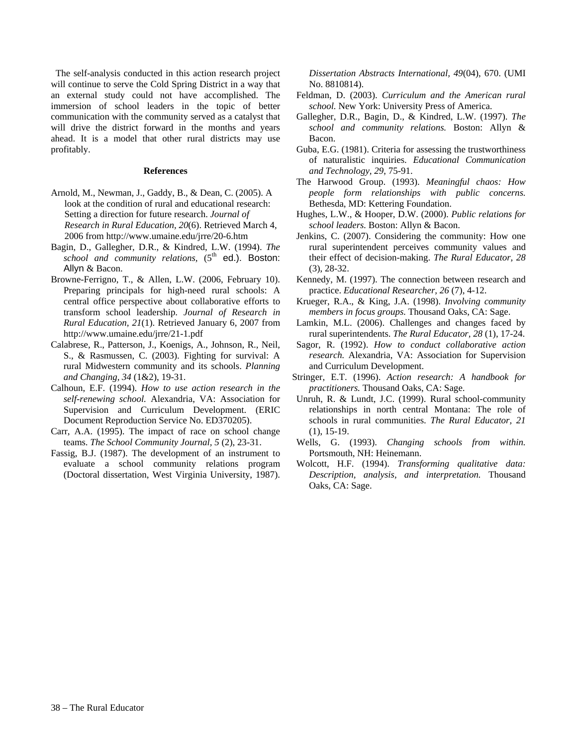The self-analysis conducted in this action research project will continue to serve the Cold Spring District in a way that an external study could not have accomplished. The immersion of school leaders in the topic of better communication with the community served as a catalyst that will drive the district forward in the months and years ahead. It is a model that other rural districts may use profitably.

## References

Arnold, M., Newman, J., Gaddy, B., & Dean, C. (2005). A look at the condition of rural and educational research: Setting a direction for future research. *Journal of Research in Rural Education, 20*(6). Retrieved March 4, 2006 from http://www.umaine.edu/jrre/20-6.htm

Bagin, D., Gallegher, D.R., & Kindred, L.W. (1994). *The school and community relations,* (5th ed.). Boston: Allyn & Bacon.

Browne-Ferrigno, T., & Allen, L.W. (2006, February 10). Preparing principals for high-need rural schools: A central office perspective about collaborative efforts to transform school leadership. *Journal of Research in Rural Education, 21*(1). Retrieved January 6, 2007 from http://www.umaine.edu/jrre/21-1.pdf

Calabrese, R., Patterson, J., Koenigs, A., Johnson, R., Neil, S., & Rasmussen, C. (2003). Fighting for survival: A rural Midwestern community and its schools. *Planning and Changing, 34* (1&2), 19-31.

Calhoun, E.F. (1994). *How to use action research in the self-renewing school.* Alexandria, VA: Association for Supervision and Curriculum Development. (ERIC Document Reproduction Service No. ED370205).

Carr, A.A. (1995). The impact of race on school change teams. *The School Community Journal, 5* (2), 23-31.

Fassig, B.J. (1987). The development of an instrument to evaluate a school community relations program (Doctoral dissertation, West Virginia University, 1987). *Dissertation Abstracts International, 49*(04), 670. (UMI No. 8810814).

Feldman, D. (2003). *Curriculum and the American rural school.* New York: University Press of America.

Gallegher, D.R., Bagin, D., & Kindred, L.W. (1997). *The school and community relations.* Boston: Allyn & Bacon.

Guba, E.G. (1981). Criteria for assessing the trustworthiness of naturalistic inquiries. *Educational Communication and Technology, 29*, 75-91.

The Harwood Group. (1993). *Meaningful chaos: How people form relationships with public concerns.* Bethesda, MD: Kettering Foundation.

Hughes, L.W., & Hooper, D.W. (2000). *Public relations for school leaders.* Boston: Allyn & Bacon.

Jenkins, C. (2007). Considering the community: How one rural superintendent perceives community values and their effect of decision-making. *The Rural Educator, 28* (3), 28-32.

Kennedy, M. (1997). The connection between research and practice. *Educational Researcher, 26* (7), 4-12.

Krueger, R.A., & King, J.A. (1998). *Involving community members in focus groups.* Thousand Oaks, CA: Sage.

Lamkin, M.L. (2006). Challenges and changes faced by rural superintendents. *The Rural Educator, 28* (1), 17-24.

Sagor, R. (1992). *How to conduct collaborative action research.* Alexandria, VA: Association for Supervision and Curriculum Development.

Stringer, E.T. (1996). *Action research: A handbook for practitioners.* Thousand Oaks, CA: Sage.

Unruh, R. & Lundt, J.C. (1999). Rural school-community relationships in north central Montana: The role of schools in rural communities. *The Rural Educator, 21* (1), 15-19.

Wells, G. (1993). *Changing schools from within.* Portsmouth, NH: Heinemann.

Wolcott, H.F. (1994). *Transforming qualitative data: Description, analysis, and interpretation.* Thousand Oaks, CA: Sage.